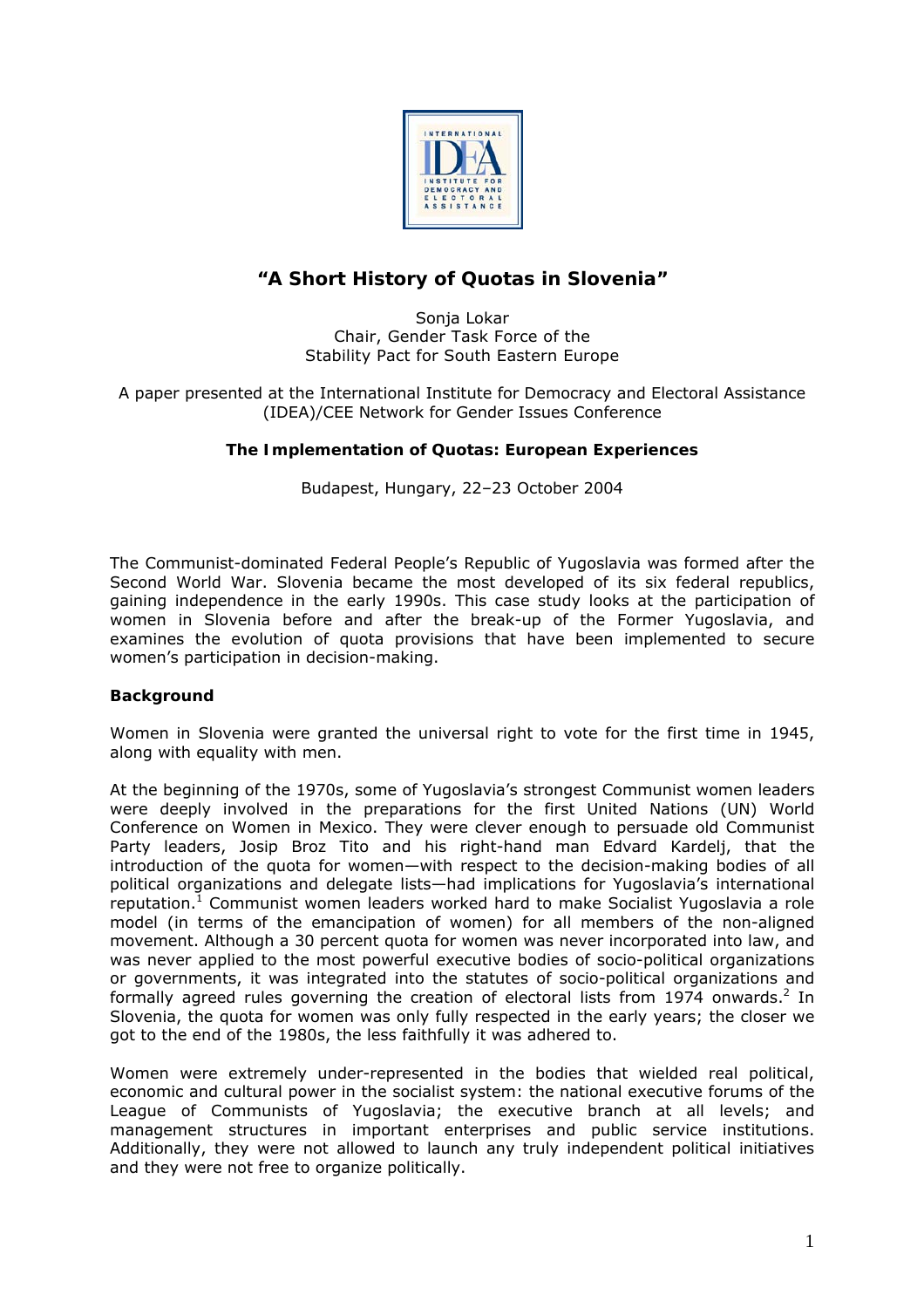# "A Short History of Quotas in Slovenia"

Sonja Lokar
Chair, Gender Task Force of the
Stability Pact for South Eastern Europe

A paper presented at the International Institute for Democracy and Electoral Assistance (IDEA)/CEE Network for Gender Issues Conference

**The Implementation of Quotas: European Experiences**

Budapest, Hungary, 22–23 October 2004

The Communist-dominated Federal People's Republic of Yugoslavia was formed after the Second World War. Slovenia became the most developed of its six federal republics, gaining independence in the early 1990s. This case study looks at the participation of women in Slovenia before and after the break-up of the Former Yugoslavia, and examines the evolution of quota provisions that have been implemented to secure women's participation in decision-making.

## Background

Women in Slovenia were granted the universal right to vote for the first time in 1945, along with equality with men.

At the beginning of the 1970s, some of Yugoslavia's strongest Communist women leaders were deeply involved in the preparations for the first United Nations (UN) World Conference on Women in Mexico. They were clever enough to persuade old Communist Party leaders, Josip Broz Tito and his right-hand man Edvard Kardelj, that the introduction of the quota for women—with respect to the decision-making bodies of all political organizations and delegate lists—had implications for Yugoslavia's international reputation.[1] Communist women leaders worked hard to make Socialist Yugoslavia a role model (in terms of the emancipation of women) for all members of the non-aligned movement. Although a 30 percent quota for women was never incorporated into law, and was never applied to the most powerful executive bodies of socio-political organizations or governments, it was integrated into the statutes of socio-political organizations and formally agreed rules governing the creation of electoral lists from 1974 onwards.[2] In Slovenia, the quota for women was only fully respected in the early years; the closer we got to the end of the 1980s, the less faithfully it was adhered to.

Women were extremely under-represented in the bodies that wielded real political, economic and cultural power in the socialist system: the national executive forums of the League of Communists of Yugoslavia; the executive branch at all levels; and management structures in important enterprises and public service institutions. Additionally, they were not allowed to launch any truly independent political initiatives and they were not free to organize politically.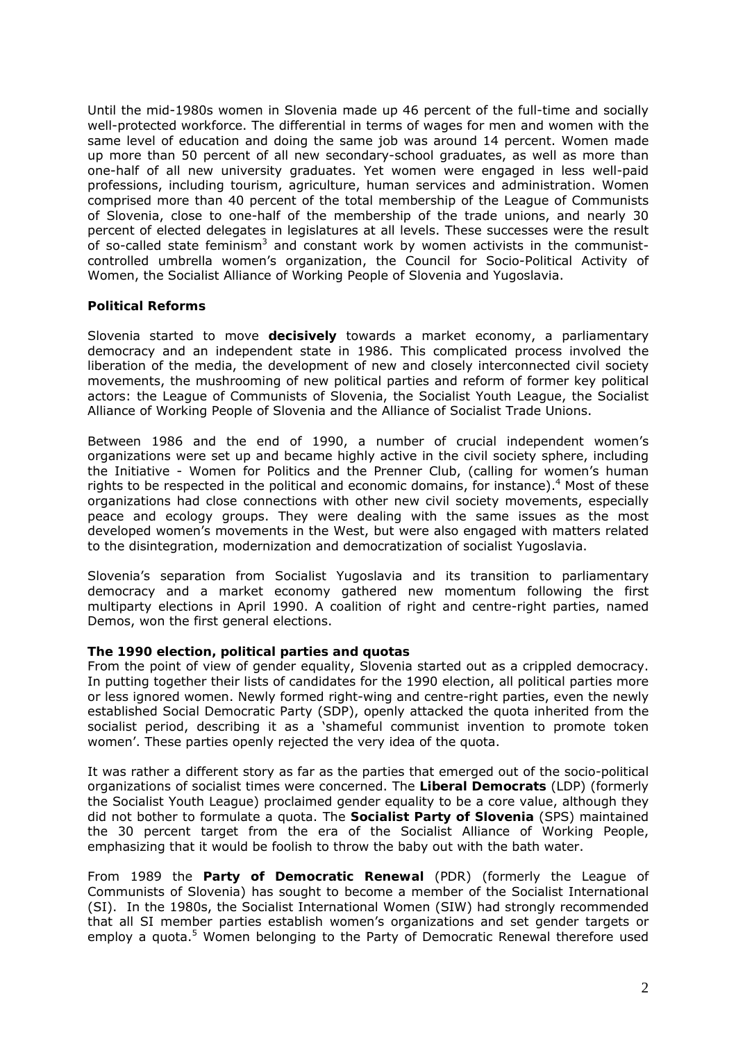Until the mid-1980s women in Slovenia made up 46 percent of the full-time and socially well-protected workforce. The differential in terms of wages for men and women with the same level of education and doing the same job was around 14 percent. Women made up more than 50 percent of all new secondary-school graduates, as well as more than one-half of all new university graduates. Yet women were engaged in less well-paid professions, including tourism, agriculture, human services and administration. Women comprised more than 40 percent of the total membership of the League of Communists of Slovenia, close to one-half of the membership of the trade unions, and nearly 30 percent of elected delegates in legislatures at all levels. These successes were the result of so-called state feminism[3] and constant work by women activists in the communist-controlled umbrella women's organization, the Council for Socio-Political Activity of Women, the Socialist Alliance of Working People of Slovenia and Yugoslavia.

## Political Reforms

Slovenia started to move **decisively** towards a market economy, a parliamentary democracy and an independent state in 1986. This complicated process involved the liberation of the media, the development of new and closely interconnected civil society movements, the mushrooming of new political parties and reform of former key political actors: the League of Communists of Slovenia, the Socialist Youth League, the Socialist Alliance of Working People of Slovenia and the Alliance of Socialist Trade Unions.

Between 1986 and the end of 1990, a number of crucial independent women's organizations were set up and became highly active in the civil society sphere, including the Initiative - Women for Politics and the Prenner Club, (calling for women's human rights to be respected in the political and economic domains, for instance).[4] Most of these organizations had close connections with other new civil society movements, especially peace and ecology groups. They were dealing with the same issues as the most developed women's movements in the West, but were also engaged with matters related to the disintegration, modernization and democratization of socialist Yugoslavia.

Slovenia's separation from Socialist Yugoslavia and its transition to parliamentary democracy and a market economy gathered new momentum following the first multiparty elections in April 1990. A coalition of right and centre-right parties, named Demos, won the first general elections.

### The 1990 election, political parties and quotas

From the point of view of gender equality, Slovenia started out as a crippled democracy. In putting together their lists of candidates for the 1990 election, all political parties more or less ignored women. Newly formed right-wing and centre-right parties, even the newly established Social Democratic Party (SDP), openly attacked the quota inherited from the socialist period, describing it as a 'shameful communist invention to promote token women'. These parties openly rejected the very idea of the quota.

It was rather a different story as far as the parties that emerged out of the socio-political organizations of socialist times were concerned. The **Liberal Democrats** (LDP) (formerly the Socialist Youth League) proclaimed gender equality to be a core value, although they did not bother to formulate a quota. The **Socialist Party of Slovenia** (SPS) maintained the 30 percent target from the era of the Socialist Alliance of Working People, emphasizing that it would be foolish to throw the baby out with the bath water.

From 1989 the **Party of Democratic Renewal** (PDR) (formerly the League of Communists of Slovenia) has sought to become a member of the Socialist International (SI). In the 1980s, the Socialist International Women (SIW) had strongly recommended that all SI member parties establish women's organizations and set gender targets or employ a quota.[5] Women belonging to the Party of Democratic Renewal therefore used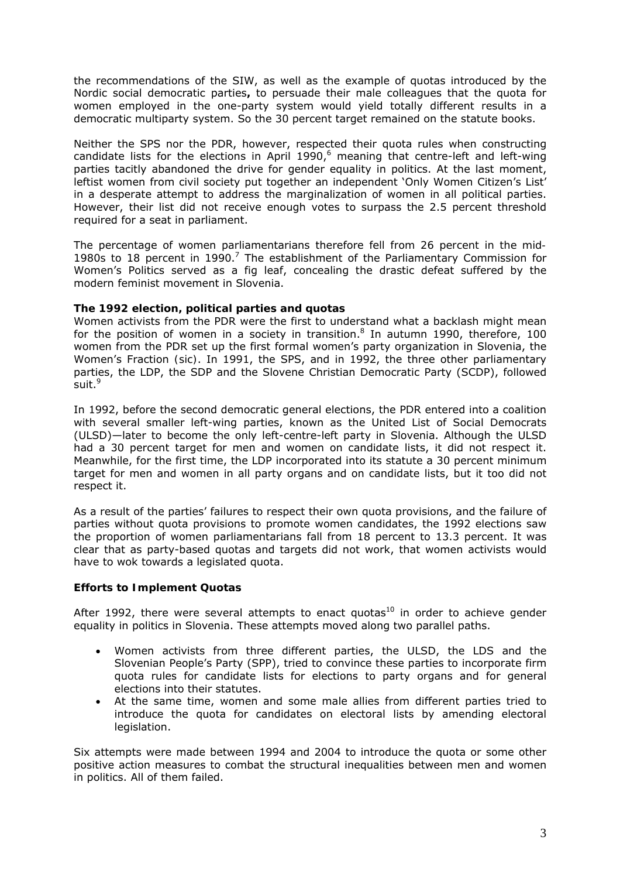the recommendations of the SIW, as well as the example of quotas introduced by the Nordic social democratic parties**,** to persuade their male colleagues that the quota for women employed in the one-party system would yield totally different results in a democratic multiparty system. So the 30 percent target remained on the statute books.

Neither the SPS nor the PDR, however, respected their quota rules when constructing candidate lists for the elections in April 1990,[6] meaning that centre-left and left-wing parties tacitly abandoned the drive for gender equality in politics. At the last moment, leftist women from civil society put together an independent 'Only Women Citizen's List' in a desperate attempt to address the marginalization of women in all political parties. However, their list did not receive enough votes to surpass the 2.5 percent threshold required for a seat in parliament.

The percentage of women parliamentarians therefore fell from 26 percent in the mid-1980s to 18 percent in 1990.[7] The establishment of the Parliamentary Commission for Women's Politics served as a fig leaf, concealing the drastic defeat suffered by the modern feminist movement in Slovenia.

**The 1992 election, political parties and quotas**

Women activists from the PDR were the first to understand what a backlash might mean for the position of women in a society in transition.[8] In autumn 1990, therefore, 100 women from the PDR set up the first formal women's party organization in Slovenia, the Women's Fraction (sic). In 1991, the SPS, and in 1992, the three other parliamentary parties, the LDP, the SDP and the Slovene Christian Democratic Party (SCDP), followed suit.[9]

In 1992, before the second democratic general elections, the PDR entered into a coalition with several smaller left-wing parties, known as the United List of Social Democrats (ULSD)—later to become the only left-centre-left party in Slovenia. Although the ULSD had a 30 percent target for men and women on candidate lists, it did not respect it. Meanwhile, for the first time, the LDP incorporated into its statute a 30 percent minimum target for men and women in all party organs and on candidate lists, but it too did not respect it.

As a result of the parties' failures to respect their own quota provisions, and the failure of parties without quota provisions to promote women candidates, the 1992 elections saw the proportion of women parliamentarians fall from 18 percent to 13.3 percent. It was clear that as party-based quotas and targets did not work, that women activists would have to wok towards a legislated quota.

**Efforts to Implement Quotas**

After 1992, there were several attempts to enact quotas[10] in order to achieve gender equality in politics in Slovenia. These attempts moved along two parallel paths.

- Women activists from three different parties, the ULSD, the LDS and the Slovenian People's Party (SPP), tried to convince these parties to incorporate firm quota rules for candidate lists for elections to party organs and for general elections into their statutes.
- At the same time, women and some male allies from different parties tried to introduce the quota for candidates on electoral lists by amending electoral legislation.

Six attempts were made between 1994 and 2004 to introduce the quota or some other positive action measures to combat the structural inequalities between men and women in politics. All of them failed.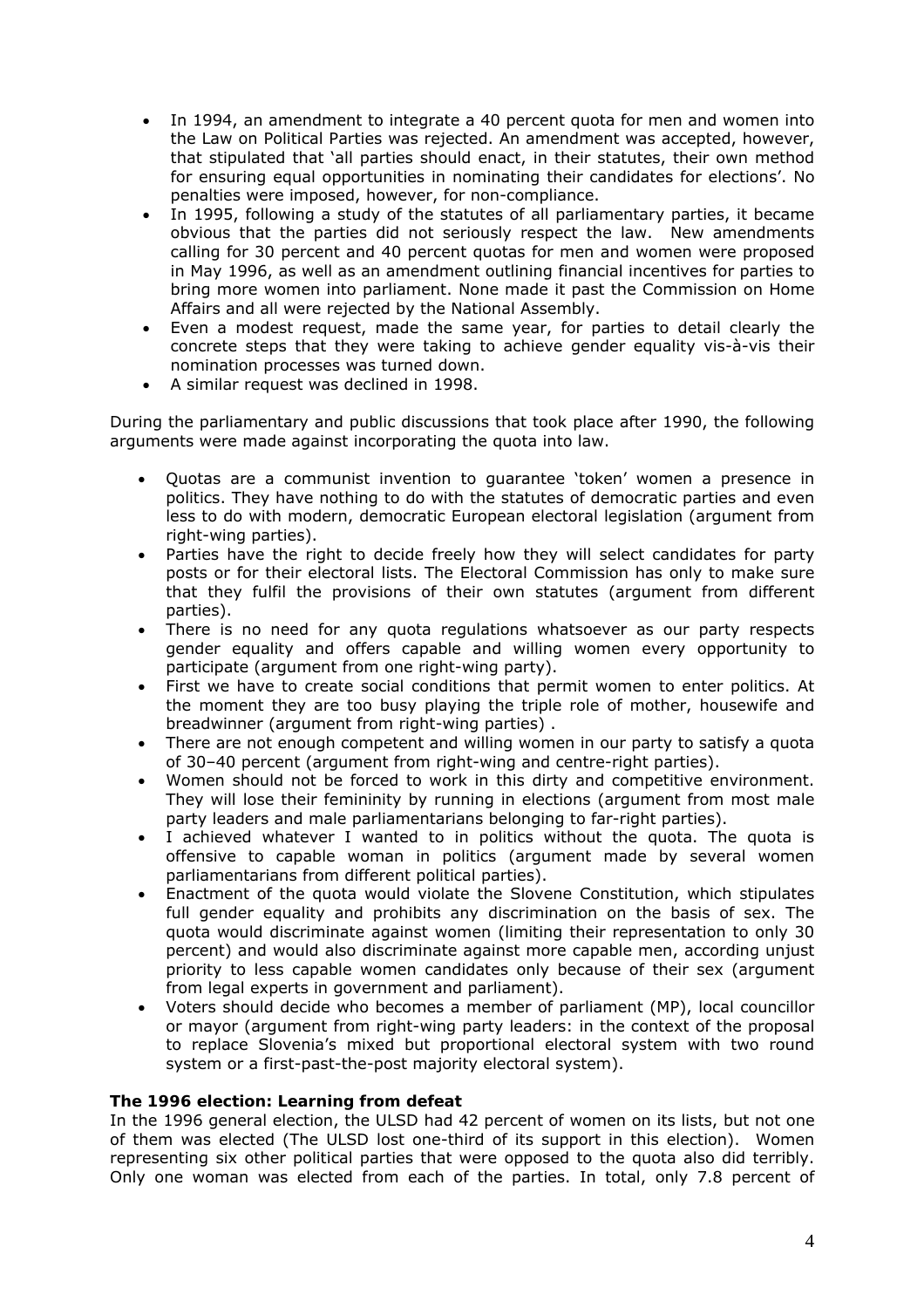- In 1994, an amendment to integrate a 40 percent quota for men and women into the Law on Political Parties was rejected. An amendment was accepted, however, that stipulated that 'all parties should enact, in their statutes, their own method for ensuring equal opportunities in nominating their candidates for elections'. No penalties were imposed, however, for non-compliance.
- In 1995, following a study of the statutes of all parliamentary parties, it became obvious that the parties did not seriously respect the law. New amendments calling for 30 percent and 40 percent quotas for men and women were proposed in May 1996, as well as an amendment outlining financial incentives for parties to bring more women into parliament. None made it past the Commission on Home Affairs and all were rejected by the National Assembly.
- Even a modest request, made the same year, for parties to detail clearly the concrete steps that they were taking to achieve gender equality vis-à-vis their nomination processes was turned down.
- A similar request was declined in 1998.

During the parliamentary and public discussions that took place after 1990, the following arguments were made against incorporating the quota into law.

- Quotas are a communist invention to guarantee 'token' women a presence in politics. They have nothing to do with the statutes of democratic parties and even less to do with modern, democratic European electoral legislation (argument from right-wing parties).
- Parties have the right to decide freely how they will select candidates for party posts or for their electoral lists. The Electoral Commission has only to make sure that they fulfil the provisions of their own statutes (argument from different parties).
- There is no need for any quota regulations whatsoever as our party respects gender equality and offers capable and willing women every opportunity to participate (argument from one right-wing party).
- First we have to create social conditions that permit women to enter politics. At the moment they are too busy playing the triple role of mother, housewife and breadwinner (argument from right-wing parties) .
- There are not enough competent and willing women in our party to satisfy a quota of 30–40 percent (argument from right-wing and centre-right parties).
- Women should not be forced to work in this dirty and competitive environment. They will lose their femininity by running in elections (argument from most male party leaders and male parliamentarians belonging to far-right parties).
- I achieved whatever I wanted to in politics without the quota. The quota is offensive to capable woman in politics (argument made by several women parliamentarians from different political parties).
- Enactment of the quota would violate the Slovene Constitution, which stipulates full gender equality and prohibits any discrimination on the basis of sex. The quota would discriminate against women (limiting their representation to only 30 percent) and would also discriminate against more capable men, according unjust priority to less capable women candidates only because of their sex (argument from legal experts in government and parliament).
- Voters should decide who becomes a member of parliament (MP), local councillor or mayor (argument from right-wing party leaders: in the context of the proposal to replace Slovenia's mixed but proportional electoral system with two round system or a first-past-the-post majority electoral system).

**The 1996 election: Learning from defeat**

In the 1996 general election, the ULSD had 42 percent of women on its lists, but not one of them was elected (The ULSD lost one-third of its support in this election). Women representing six other political parties that were opposed to the quota also did terribly. Only one woman was elected from each of the parties. In total, only 7.8 percent of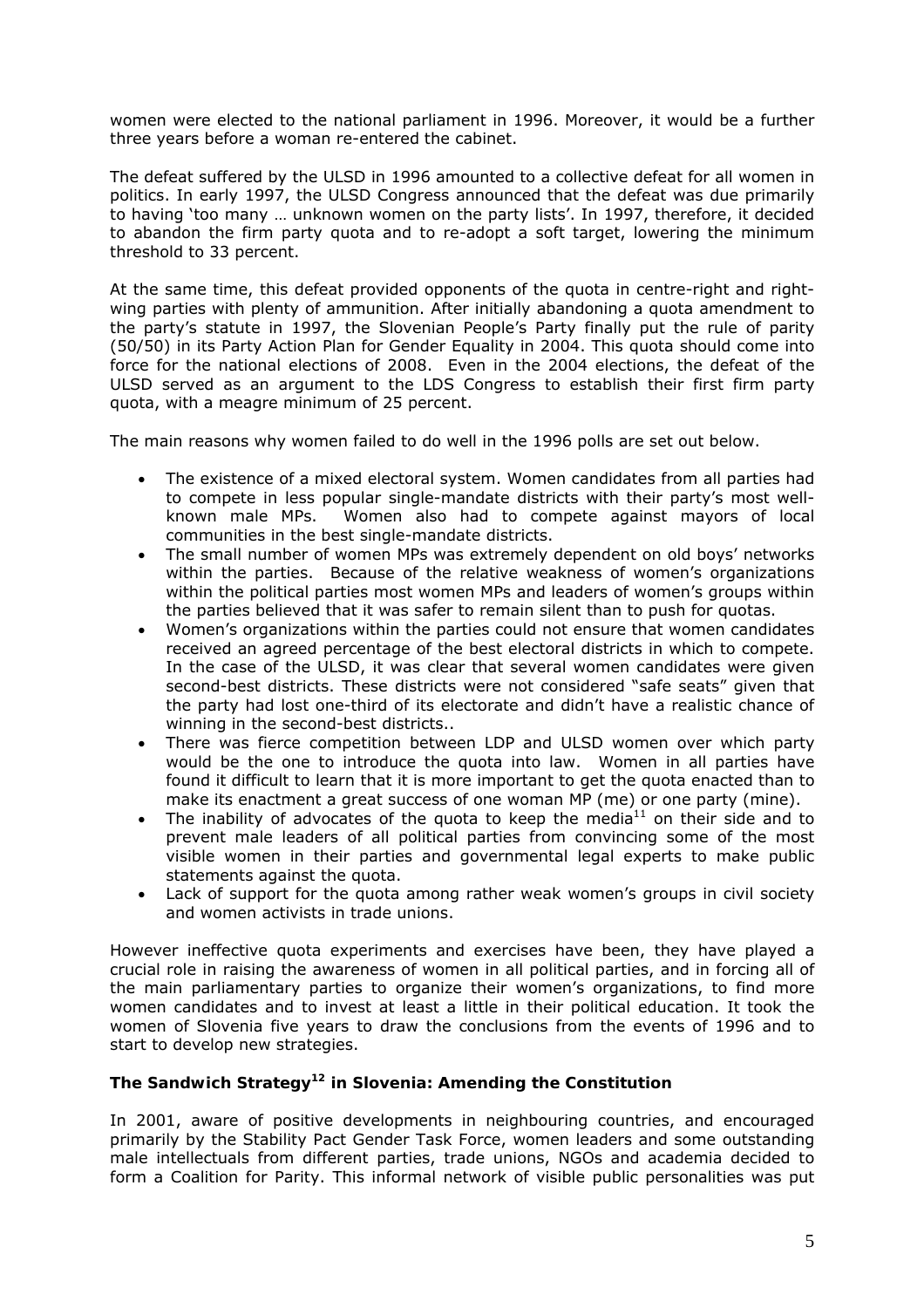women were elected to the national parliament in 1996. Moreover, it would be a further three years before a woman re-entered the cabinet.

The defeat suffered by the ULSD in 1996 amounted to a collective defeat for all women in politics. In early 1997, the ULSD Congress announced that the defeat was due primarily to having 'too many … unknown women on the party lists'. In 1997, therefore, it decided to abandon the firm party quota and to re-adopt a soft target, lowering the minimum threshold to 33 percent.

At the same time, this defeat provided opponents of the quota in centre-right and right-wing parties with plenty of ammunition. After initially abandoning a quota amendment to the party's statute in 1997, the Slovenian People's Party finally put the rule of parity (50/50) in its Party Action Plan for Gender Equality in 2004. This quota should come into force for the national elections of 2008. Even in the 2004 elections, the defeat of the ULSD served as an argument to the LDS Congress to establish their first firm party quota, with a meagre minimum of 25 percent.

The main reasons why women failed to do well in the 1996 polls are set out below.

- The existence of a mixed electoral system. Women candidates from all parties had to compete in less popular single-mandate districts with their party's most well-known male MPs. Women also had to compete against mayors of local communities in the best single-mandate districts.
- The small number of women MPs was extremely dependent on old boys' networks within the parties. Because of the relative weakness of women's organizations within the political parties most women MPs and leaders of women's groups within the parties believed that it was safer to remain silent than to push for quotas.
- Women's organizations within the parties could not ensure that women candidates received an agreed percentage of the best electoral districts in which to compete. In the case of the ULSD, it was clear that several women candidates were given second-best districts. These districts were not considered "safe seats" given that the party had lost one-third of its electorate and didn't have a realistic chance of winning in the second-best districts..
- There was fierce competition between LDP and ULSD women over which party would be the one to introduce the quota into law. Women in all parties have found it difficult to learn that it is more important to get the quota enacted than to make its enactment a great success of one woman MP (me) or one party (mine).
- The inability of advocates of the quota to keep the media[11] on their side and to prevent male leaders of all political parties from convincing some of the most visible women in their parties and governmental legal experts to make public statements against the quota.
- Lack of support for the quota among rather weak women's groups in civil society and women activists in trade unions.

However ineffective quota experiments and exercises have been, they have played a crucial role in raising the awareness of women in all political parties, and in forcing all of the main parliamentary parties to organize their women's organizations, to find more women candidates and to invest at least a little in their political education. It took the women of Slovenia five years to draw the conclusions from the events of 1996 and to start to develop new strategies.

### The Sandwich Strategy[12] in Slovenia: Amending the Constitution

In 2001, aware of positive developments in neighbouring countries, and encouraged primarily by the Stability Pact Gender Task Force, women leaders and some outstanding male intellectuals from different parties, trade unions, NGOs and academia decided to form a Coalition for Parity. This informal network of visible public personalities was put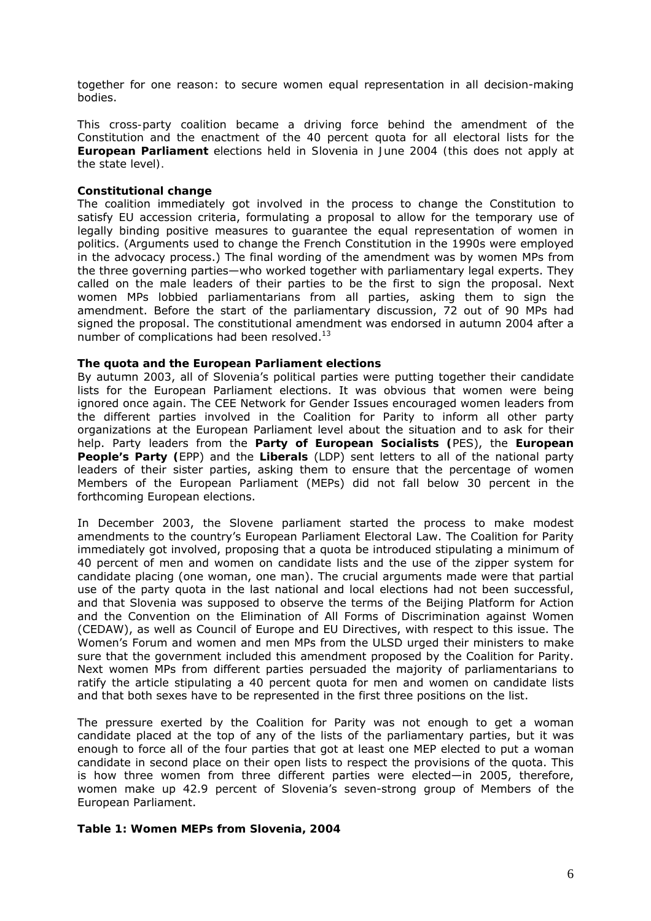together for one reason: to secure women equal representation in all decision-making bodies.

This cross-party coalition became a driving force behind the amendment of the Constitution and the enactment of the 40 percent quota for all electoral lists for the **European Parliament** elections held in Slovenia in June 2004 (this does not apply at the state level).

**Constitutional change**

The coalition immediately got involved in the process to change the Constitution to satisfy EU accession criteria, formulating a proposal to allow for the temporary use of legally binding positive measures to guarantee the equal representation of women in politics. (Arguments used to change the French Constitution in the 1990s were employed in the advocacy process.) The final wording of the amendment was by women MPs from the three governing parties—who worked together with parliamentary legal experts. They called on the male leaders of their parties to be the first to sign the proposal. Next women MPs lobbied parliamentarians from all parties, asking them to sign the amendment. Before the start of the parliamentary discussion, 72 out of 90 MPs had signed the proposal. The constitutional amendment was endorsed in autumn 2004 after a number of complications had been resolved.[13]

**The quota and the European Parliament elections**

By autumn 2003, all of Slovenia's political parties were putting together their candidate lists for the European Parliament elections. It was obvious that women were being ignored once again. The CEE Network for Gender Issues encouraged women leaders from the different parties involved in the Coalition for Parity to inform all other party organizations at the European Parliament level about the situation and to ask for their help. Party leaders from the **Party of European Socialists (**PES), the **European People's Party (**EPP) and the **Liberals** (LDP) sent letters to all of the national party leaders of their sister parties, asking them to ensure that the percentage of women Members of the European Parliament (MEPs) did not fall below 30 percent in the forthcoming European elections.

In December 2003, the Slovene parliament started the process to make modest amendments to the country's European Parliament Electoral Law. The Coalition for Parity immediately got involved, proposing that a quota be introduced stipulating a minimum of 40 percent of men and women on candidate lists and the use of the zipper system for candidate placing (one woman, one man). The crucial arguments made were that partial use of the party quota in the last national and local elections had not been successful, and that Slovenia was supposed to observe the terms of the Beijing Platform for Action and the Convention on the Elimination of All Forms of Discrimination against Women (CEDAW), as well as Council of Europe and EU Directives, with respect to this issue. The Women's Forum and women and men MPs from the ULSD urged their ministers to make sure that the government included this amendment proposed by the Coalition for Parity. Next women MPs from different parties persuaded the majority of parliamentarians to ratify the article stipulating a 40 percent quota for men and women on candidate lists and that both sexes have to be represented in the first three positions on the list.

The pressure exerted by the Coalition for Parity was not enough to get a woman candidate placed at the top of any of the lists of the parliamentary parties, but it was enough to force all of the four parties that got at least one MEP elected to put a woman candidate in second place on their open lists to respect the provisions of the quota. This is how three women from three different parties were elected—in 2005, therefore, women make up 42.9 percent of Slovenia's seven-strong group of Members of the European Parliament.

**Table 1: Women MEPs from Slovenia, 2004**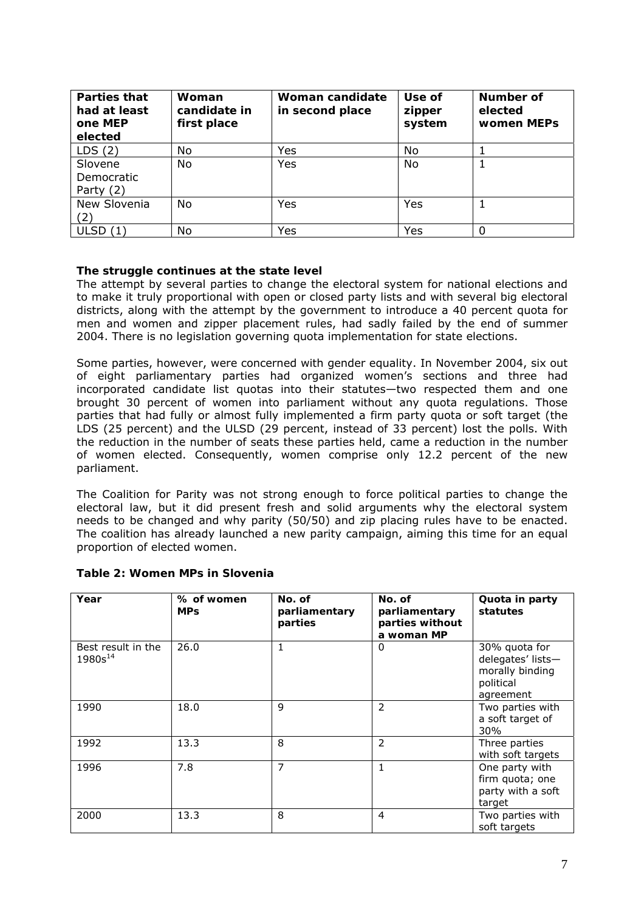| Parties that had at least one MEP elected | Woman candidate in first place | Woman candidate in second place | Use of zipper system | Number of elected women MEPs |
|---|---|---|---|---|
| LDS (2) | No | Yes | No | 1 |
| Slovene Democratic Party (2) | No | Yes | No | 1 |
| New Slovenia (2) | No | Yes | Yes | 1 |
| ULSD (1) | No | Yes | Yes | 0 |

**The struggle continues at the state level**

The attempt by several parties to change the electoral system for national elections and to make it truly proportional with open or closed party lists and with several big electoral districts, along with the attempt by the government to introduce a 40 percent quota for men and women and zipper placement rules, had sadly failed by the end of summer 2004. There is no legislation governing quota implementation for state elections.

Some parties, however, were concerned with gender equality. In November 2004, six out of eight parliamentary parties had organized women's sections and three had incorporated candidate list quotas into their statutes—two respected them and one brought 30 percent of women into parliament without any quota regulations. Those parties that had fully or almost fully implemented a firm party quota or soft target (the LDS (25 percent) and the ULSD (29 percent, instead of 33 percent) lost the polls. With the reduction in the number of seats these parties held, came a reduction in the number of women elected. Consequently, women comprise only 12.2 percent of the new parliament.

The Coalition for Parity was not strong enough to force political parties to change the electoral law, but it did present fresh and solid arguments why the electoral system needs to be changed and why parity (50/50) and zip placing rules have to be enacted. The coalition has already launched a new parity campaign, aiming this time for an equal proportion of elected women.

**Table 2: Women MPs in Slovenia**

| Year | % of women MPs | No. of parliamentary parties | No. of parliamentary parties without a woman MP | Quota in party statutes |
|---|---|---|---|---|
| Best result in the 1980s[14] | 26.0 | 1 | 0 | 30% quota for delegates' lists—morally binding political agreement |
| 1990 | 18.0 | 9 | 2 | Two parties with a soft target of 30% |
| 1992 | 13.3 | 8 | 2 | Three parties with soft targets |
| 1996 | 7.8 | 7 | 1 | One party with firm quota; one party with a soft target |
| 2000 | 13.3 | 8 | 4 | Two parties with soft targets |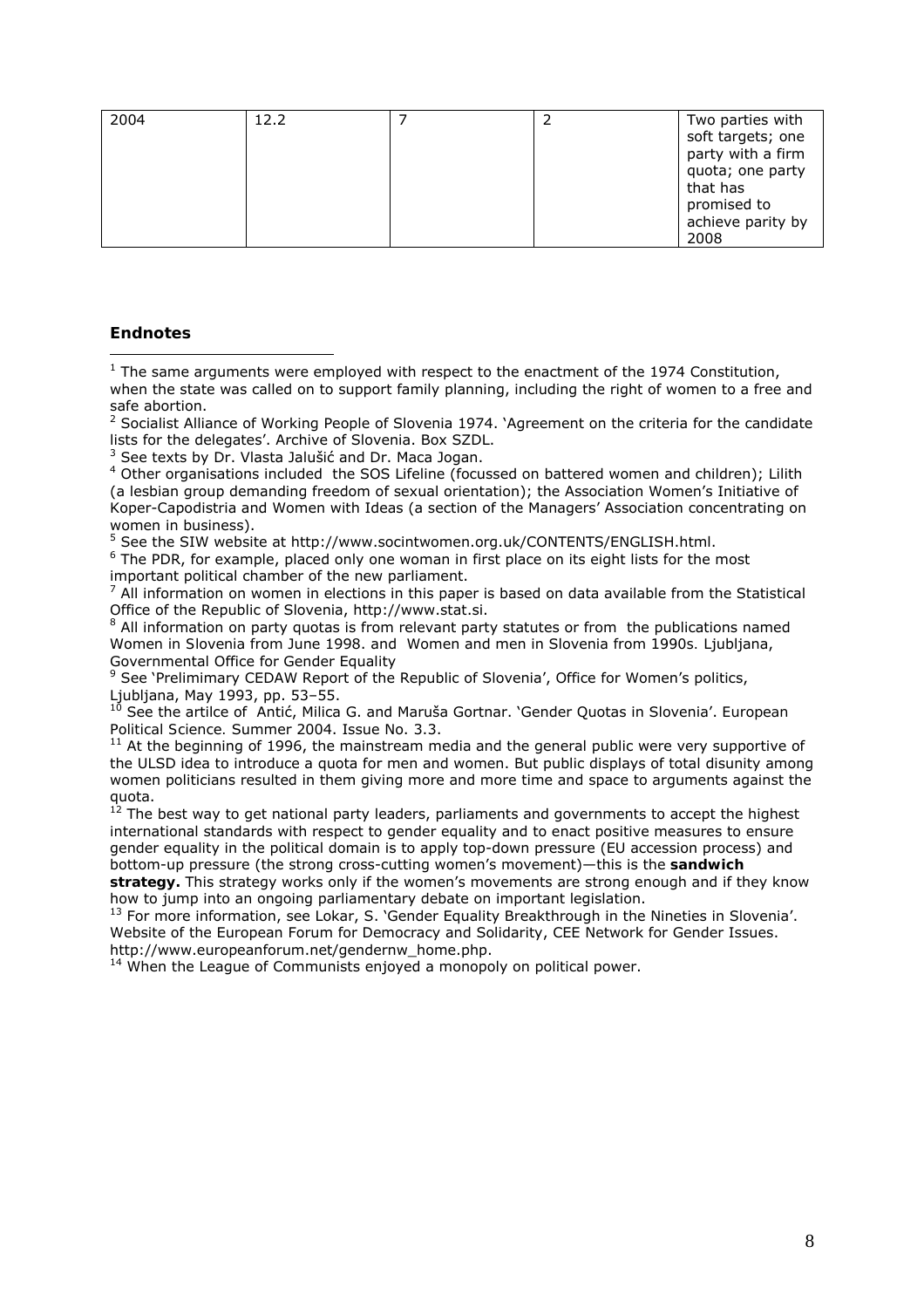| | | | | |
|---|---|---|---|---|
| 2004 | 12.2 | 7 | 2 | Two parties with soft targets; one party with a firm quota; one party that has promised to achieve parity by 2008 |

**Endnotes**

[1] The same arguments were employed with respect to the enactment of the 1974 Constitution, when the state was called on to support family planning, including the right of women to a free and safe abortion.

[2] Socialist Alliance of Working People of Slovenia 1974. 'Agreement on the criteria for the candidate lists for the delegates'. Archive of Slovenia. Box SZDL.

[3] See texts by Dr. Vlasta Jalušić and Dr. Maca Jogan.

[4] Other organisations included the SOS Lifeline (focussed on battered women and children); Lilith (a lesbian group demanding freedom of sexual orientation); the Association Women's Initiative of Koper-Capodistria and Women with Ideas (a section of the Managers' Association concentrating on women in business).

[5] See the SIW website at http://www.socintwomen.org.uk/CONTENTS/ENGLISH.html.

[6] The PDR, for example, placed only one woman in first place on its eight lists for the most important political chamber of the new parliament.

[7] All information on women in elections in this paper is based on data available from the Statistical Office of the Republic of Slovenia, http://www.stat.si.

[8] All information on party quotas is from relevant party statutes or from the publications named Women in Slovenia from June 1998. and Women and men in Slovenia from 1990s. Ljubljana, Governmental Office for Gender Equality

[9] See 'Prelimimary CEDAW Report of the Republic of Slovenia', Office for Women's politics, Ljubljana, May 1993, pp. 53–55.

[10] See the artilce of Antić, Milica G. and Maruša Gortnar. 'Gender Quotas in Slovenia'. European Political Science. Summer 2004. Issue No. 3.3.

[11] At the beginning of 1996, the mainstream media and the general public were very supportive of the ULSD idea to introduce a quota for men and women. But public displays of total disunity among women politicians resulted in them giving more and more time and space to arguments against the quota.

[12] The best way to get national party leaders, parliaments and governments to accept the highest international standards with respect to gender equality and to enact positive measures to ensure gender equality in the political domain is to apply top-down pressure (EU accession process) and bottom-up pressure (the strong cross-cutting women's movement)—this is the **sandwich strategy.** This strategy works only if the women's movements are strong enough and if they know how to jump into an ongoing parliamentary debate on important legislation.

[13] For more information, see Lokar, S. 'Gender Equality Breakthrough in the Nineties in Slovenia'. Website of the European Forum for Democracy and Solidarity, CEE Network for Gender Issues. http://www.europeanforum.net/gendernw_home.php.

[14] When the League of Communists enjoyed a monopoly on political power.